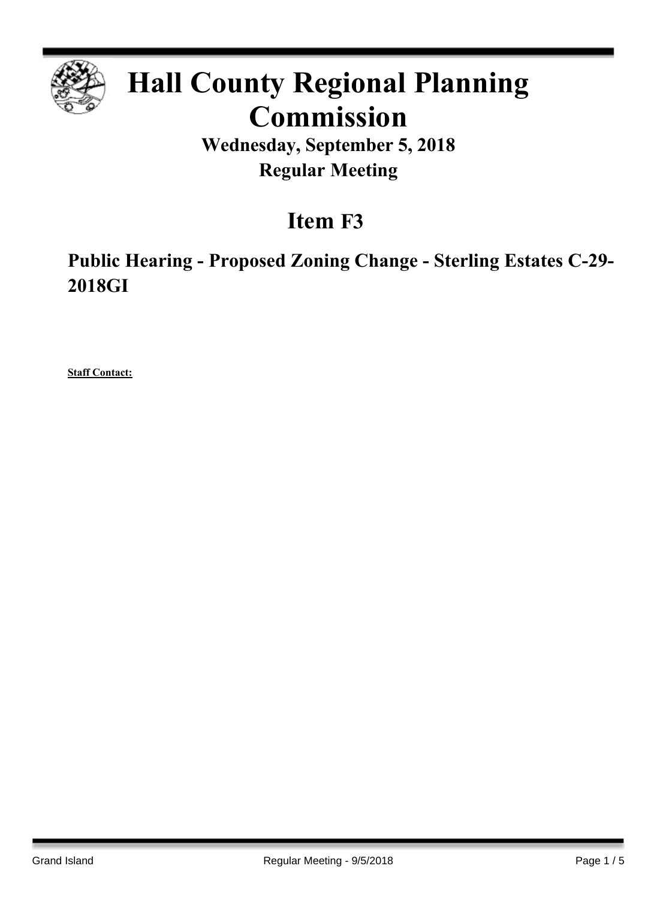# Hall County Regional Planning Commission

**Wednesday, September 5, 2018**

**Regular Meeting**

## Item F3

### Public Hearing - Proposed Zoning Change - Sterling Estates C-29-2018GI

**Staff Contact:**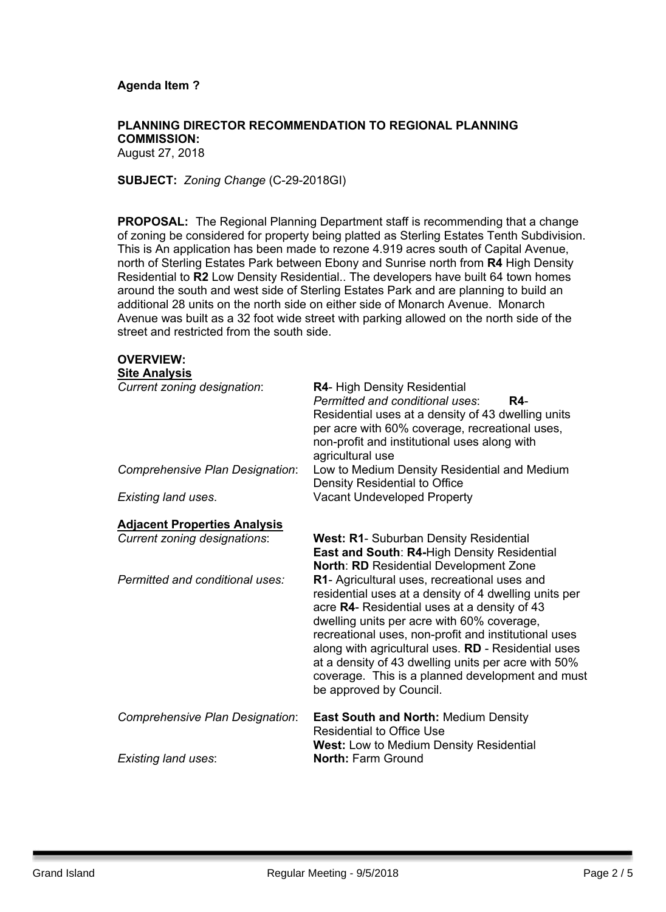**Agenda Item ?**

**PLANNING DIRECTOR RECOMMENDATION TO REGIONAL PLANNING COMMISSION:**
August 27, 2018

**SUBJECT:** *Zoning Change* (C-29-2018GI)

**PROPOSAL:** The Regional Planning Department staff is recommending that a change of zoning be considered for property being platted as Sterling Estates Tenth Subdivision. This is An application has been made to rezone 4.919 acres south of Capital Avenue, north of Sterling Estates Park between Ebony and Sunrise north from **R4** High Density Residential to **R2** Low Density Residential.. The developers have built 64 town homes around the south and west side of Sterling Estates Park and are planning to build an additional 28 units on the north side on either side of Monarch Avenue. Monarch Avenue was built as a 32 foot wide street with parking allowed on the north side of the street and restricted from the south side.

**OVERVIEW:**

**Site Analysis**

| | |
|---|---|
| *Current zoning designation*: | **R4**- High Density Residential<br>*Permitted and conditional uses*: **R4**-Residential uses at a density of 43 dwelling units per acre with 60% coverage, recreational uses, non-profit and institutional uses along with agricultural use |
| *Comprehensive Plan Designation*: | Low to Medium Density Residential and Medium Density Residential to Office |
| *Existing land uses*. | Vacant Undeveloped Property |

**Adjacent Properties Analysis**

| | |
|---|---|
| *Current zoning designations*: | **West: R1**- Suburban Density Residential<br>**East and South**: **R4-**High Density Residential<br>**North**: **RD** Residential Development Zone |
| *Permitted and conditional uses:* | **R1**- Agricultural uses, recreational uses and residential uses at a density of 4 dwelling units per acre **R4**- Residential uses at a density of 43 dwelling units per acre with 60% coverage, recreational uses, non-profit and institutional uses along with agricultural uses. **RD** - Residential uses at a density of 43 dwelling units per acre with 50% coverage. This is a planned development and must be approved by Council. |
| *Comprehensive Plan Designation*: | **East South and North:** Medium Density Residential to Office Use<br>**West:** Low to Medium Density Residential |
| *Existing land uses*: | **North:** Farm Ground |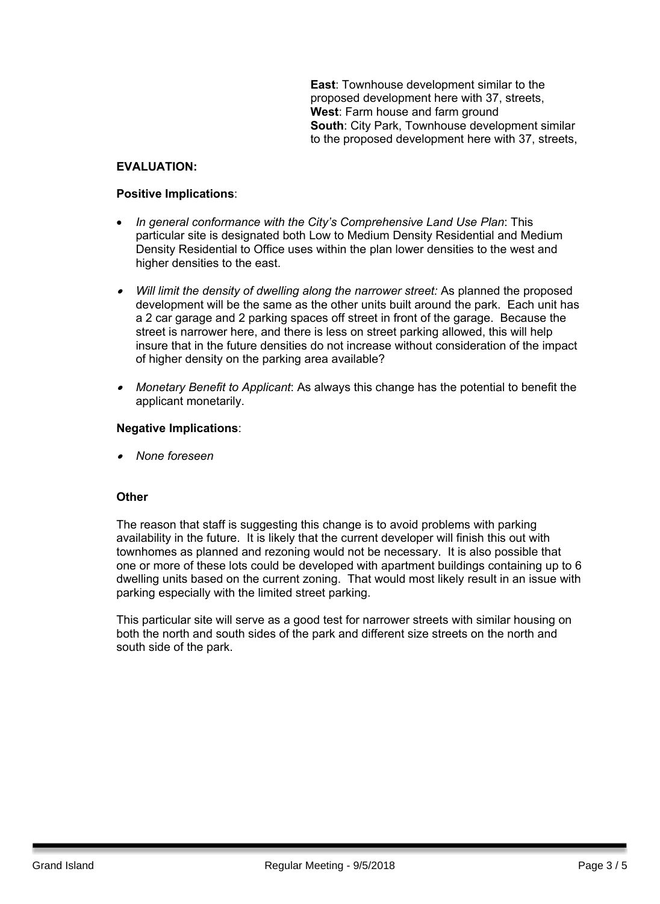**East**: Townhouse development similar to the proposed development here with 37, streets,
**West**: Farm house and farm ground
**South**: City Park, Townhouse development similar to the proposed development here with 37, streets,

**EVALUATION:**

**Positive Implications**:

- *In general conformance with the City's Comprehensive Land Use Plan*: This particular site is designated both Low to Medium Density Residential and Medium Density Residential to Office uses within the plan lower densities to the west and higher densities to the east.
- *Will limit the density of dwelling along the narrower street:* As planned the proposed development will be the same as the other units built around the park. Each unit has a 2 car garage and 2 parking spaces off street in front of the garage. Because the street is narrower here, and there is less on street parking allowed, this will help insure that in the future densities do not increase without consideration of the impact of higher density on the parking area available?
- *Monetary Benefit to Applicant*: As always this change has the potential to benefit the applicant monetarily.

**Negative Implications**:

- *None foreseen*

**Other**

The reason that staff is suggesting this change is to avoid problems with parking availability in the future. It is likely that the current developer will finish this out with townhomes as planned and rezoning would not be necessary. It is also possible that one or more of these lots could be developed with apartment buildings containing up to 6 dwelling units based on the current zoning. That would most likely result in an issue with parking especially with the limited street parking.

This particular site will serve as a good test for narrower streets with similar housing on both the north and south sides of the park and different size streets on the north and south side of the park.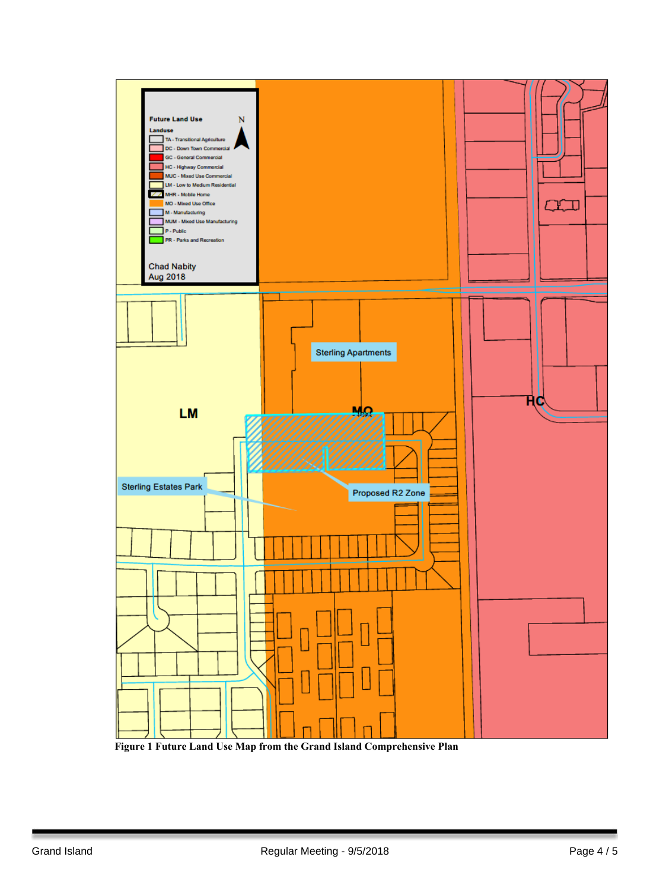**Figure 1 Future Land Use Map from the Grand Island Comprehensive Plan**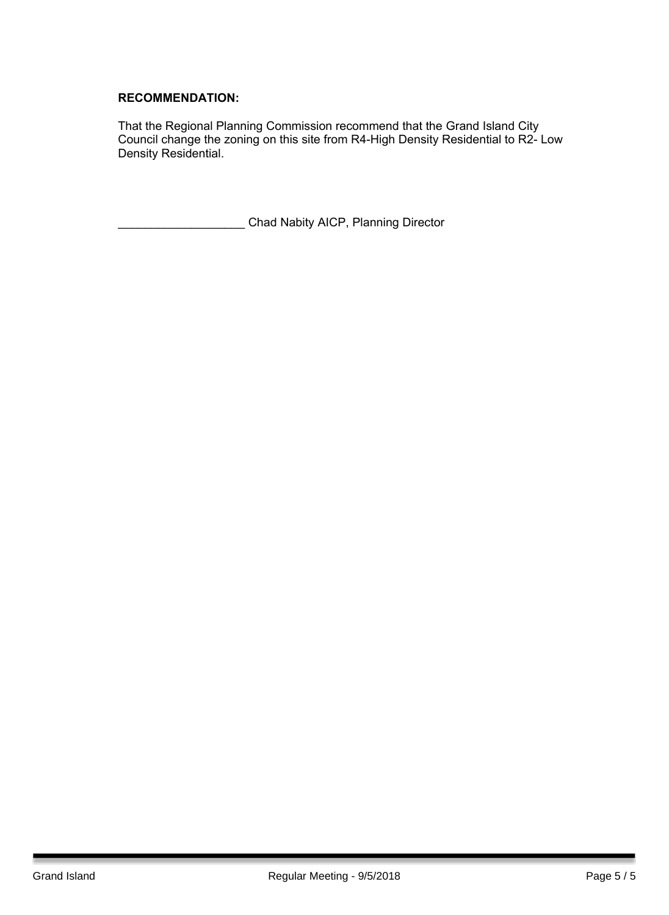**RECOMMENDATION:**

That the Regional Planning Commission recommend that the Grand Island City Council change the zoning on this site from R4-High Density Residential to R2- Low Density Residential.

___________________ Chad Nabity AICP, Planning Director